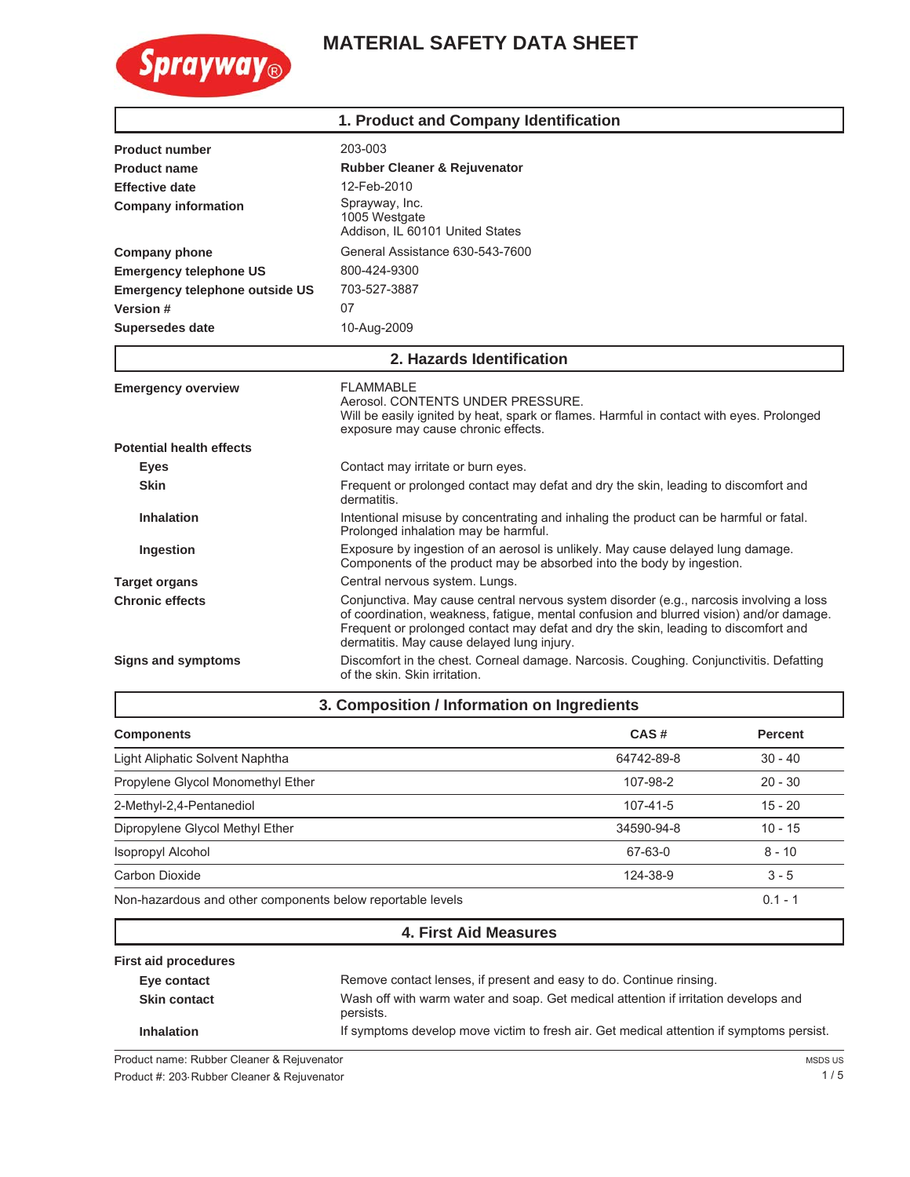Sprayway®

# MATERIAL SAFETY DATA SHEET

## 1. Product and Company Identification

| | |
|---|---|
| **Product number** | 203-003 |
| **Product name** | **Rubber Cleaner & Rejuvenator** |
| **Effective date** | 12-Feb-2010 |
| **Company information** | Sprayway, Inc.<br>1005 Westgate<br>Addison, IL 60101 United States |
| **Company phone** | General Assistance 630-543-7600 |
| **Emergency telephone US** | 800-424-9300 |
| **Emergency telephone outside US** | 703-527-3887 |
| **Version #** | 07 |
| **Supersedes date** | 10-Aug-2009 |

## 2. Hazards Identification

**Emergency overview**

FLAMMABLE
Aerosol. CONTENTS UNDER PRESSURE.
Will be easily ignited by heat, spark or flames. Harmful in contact with eyes. Prolonged exposure may cause chronic effects.

**Potential health effects**

- **Eyes**: Contact may irritate or burn eyes.
- **Skin**: Frequent or prolonged contact may defat and dry the skin, leading to discomfort and dermatitis.
- **Inhalation**: Intentional misuse by concentrating and inhaling the product can be harmful or fatal. Prolonged inhalation may be harmful.
- **Ingestion**: Exposure by ingestion of an aerosol is unlikely. May cause delayed lung damage. Components of the product may be absorbed into the body by ingestion.

**Target organs**: Central nervous system. Lungs.

**Chronic effects**: Conjunctiva. May cause central nervous system disorder (e.g., narcosis involving a loss of coordination, weakness, fatigue, mental confusion and blurred vision) and/or damage. Frequent or prolonged contact may defat and dry the skin, leading to discomfort and dermatitis. May cause delayed lung injury.

**Signs and symptoms**: Discomfort in the chest. Corneal damage. Narcosis. Coughing. Conjunctivitis. Defatting of the skin. Skin irritation.

## 3. Composition / Information on Ingredients

| Components | CAS # | Percent |
|---|---|---|
| Light Aliphatic Solvent Naphtha | 64742-89-8 | 30 - 40 |
| Propylene Glycol Monomethyl Ether | 107-98-2 | 20 - 30 |
| 2-Methyl-2,4-Pentanediol | 107-41-5 | 15 - 20 |
| Dipropylene Glycol Methyl Ether | 34590-94-8 | 10 - 15 |
| Isopropyl Alcohol | 67-63-0 | 8 - 10 |
| Carbon Dioxide | 124-38-9 | 3 - 5 |
| Non-hazardous and other components below reportable levels | | 0.1 - 1 |

## 4. First Aid Measures

**First aid procedures**

- **Eye contact**: Remove contact lenses, if present and easy to do. Continue rinsing.
- **Skin contact**: Wash off with warm water and soap. Get medical attention if irritation develops and persists.
- **Inhalation**: If symptoms develop move victim to fresh air. Get medical attention if symptoms persist.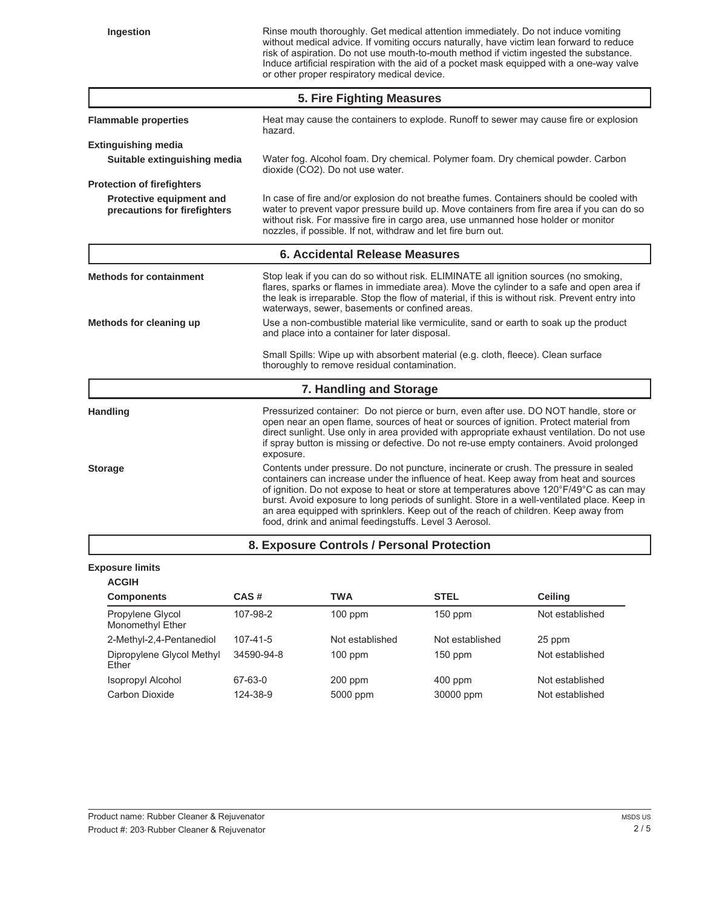**Ingestion**

Rinse mouth thoroughly. Get medical attention immediately. Do not induce vomiting without medical advice. If vomiting occurs naturally, have victim lean forward to reduce risk of aspiration. Do not use mouth-to-mouth method if victim ingested the substance. Induce artificial respiration with the aid of a pocket mask equipped with a one-way valve or other proper respiratory medical device.

## 5. Fire Fighting Measures

**Flammable properties**

Heat may cause the containers to explode. Runoff to sewer may cause fire or explosion hazard.

**Extinguishing media**

**Suitable extinguishing media**

Water fog. Alcohol foam. Dry chemical. Polymer foam. Dry chemical powder. Carbon dioxide ($CO_2$). Do not use water.

**Protection of firefighters**

**Protective equipment and precautions for firefighters**

In case of fire and/or explosion do not breathe fumes. Containers should be cooled with water to prevent vapor pressure build up. Move containers from fire area if you can do so without risk. For massive fire in cargo area, use unmanned hose holder or monitor nozzles, if possible. If not, withdraw and let fire burn out.

## 6. Accidental Release Measures

**Methods for containment**

Stop leak if you can do so without risk. ELIMINATE all ignition sources (no smoking, flares, sparks or flames in immediate area). Move the cylinder to a safe and open area if the leak is irreparable. Stop the flow of material, if this is without risk. Prevent entry into waterways, sewer, basements or confined areas.

**Methods for cleaning up**

Use a non-combustible material like vermiculite, sand or earth to soak up the product and place into a container for later disposal.

Small Spills: Wipe up with absorbent material (e.g. cloth, fleece). Clean surface thoroughly to remove residual contamination.

## 7. Handling and Storage

**Handling**

Pressurized container: Do not pierce or burn, even after use. DO NOT handle, store or open near an open flame, sources of heat or sources of ignition. Protect material from direct sunlight. Use only in area provided with appropriate exhaust ventilation. Do not use if spray button is missing or defective. Do not re-use empty containers. Avoid prolonged exposure.

**Storage**

Contents under pressure. Do not puncture, incinerate or crush. The pressure in sealed containers can increase under the influence of heat. Keep away from heat and sources of ignition. Do not expose to heat or store at temperatures above 120°F/49°C as can may burst. Avoid exposure to long periods of sunlight. Store in a well-ventilated place. Keep in an area equipped with sprinklers. Keep out of the reach of children. Keep away from food, drink and animal feedingstuffs. Level 3 Aerosol.

## 8. Exposure Controls / Personal Protection

**Exposure limits**

**ACGIH**

| Components | CAS # | TWA | STEL | Ceiling |
|---|---|---|---|---|
| Propylene Glycol Monomethyl Ether | 107-98-2 | 100 ppm | 150 ppm | Not established |
| 2-Methyl-2,4-Pentanediol | 107-41-5 | Not established | Not established | 25 ppm |
| Dipropylene Glycol Methyl Ether | 34590-94-8 | 100 ppm | 150 ppm | Not established |
| Isopropyl Alcohol | 67-63-0 | 200 ppm | 400 ppm | Not established |
| Carbon Dioxide | 124-38-9 | 5000 ppm | 30000 ppm | Not established |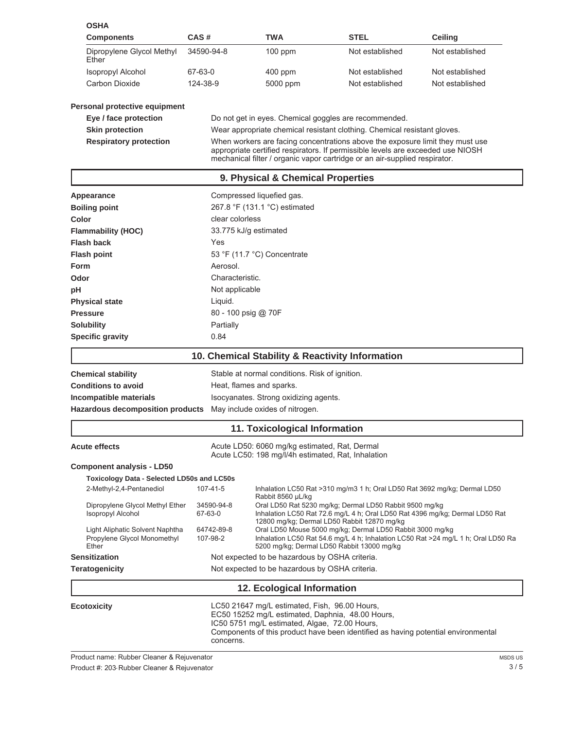**OSHA**

| Components | CAS # | TWA | STEL | Ceiling |
|---|---|---|---|---|
| Dipropylene Glycol Methyl Ether | 34590-94-8 | 100 ppm | Not established | Not established |
| Isopropyl Alcohol | 67-63-0 | 400 ppm | Not established | Not established |
| Carbon Dioxide | 124-38-9 | 5000 ppm | Not established | Not established |

**Personal protective equipment**

**Eye / face protection** Do not get in eyes. Chemical goggles are recommended.

**Skin protection** Wear appropriate chemical resistant clothing. Chemical resistant gloves.

**Respiratory protection** When workers are facing concentrations above the exposure limit they must use appropriate certified respirators. If permissible levels are exceeded use NIOSH mechanical filter / organic vapor cartridge or an air-supplied respirator.

## 9. Physical & Chemical Properties

| | |
|---|---|
| **Appearance** | Compressed liquefied gas. |
| **Boiling point** | 267.8 °F (131.1 °C) estimated |
| **Color** | clear colorless |
| **Flammability (HOC)** | 33.775 kJ/g estimated |
| **Flash back** | Yes |
| **Flash point** | 53 °F (11.7 °C) Concentrate |
| **Form** | Aerosol. |
| **Odor** | Characteristic. |
| **pH** | Not applicable |
| **Physical state** | Liquid. |
| **Pressure** | 80 - 100 psig @ 70F |
| **Solubility** | Partially |
| **Specific gravity** | 0.84 |

## 10. Chemical Stability & Reactivity Information

| | |
|---|---|
| **Chemical stability** | Stable at normal conditions. Risk of ignition. |
| **Conditions to avoid** | Heat, flames and sparks. |
| **Incompatible materials** | Isocyanates. Strong oxidizing agents. |
| **Hazardous decomposition products** | May include oxides of nitrogen. |

## 11. Toxicological Information

**Acute effects** Acute LD50: 6060 mg/kg estimated, Rat, Dermal
Acute LC50: 198 mg/l/4h estimated, Rat, Inhalation

**Component analysis - LD50**

| Toxicology Data - Selected LD50s and LC50s | | |
|---|---|---|
| 2-Methyl-2,4-Pentanediol | 107-41-5 | Inhalation LC50 Rat >310 mg/m3 1 h; Oral LD50 Rat 3692 mg/kg; Dermal LD50 Rabbit 8560 µL/kg |
| Dipropylene Glycol Methyl Ether | 34590-94-8 | Oral LD50 Rat 5230 mg/kg; Dermal LD50 Rabbit 9500 mg/kg |
| Isopropyl Alcohol | 67-63-0 | Inhalation LC50 Rat 72.6 mg/L 4 h; Oral LD50 Rat 4396 mg/kg; Dermal LD50 Rat 12800 mg/kg; Dermal LD50 Rabbit 12870 mg/kg |
| Light Aliphatic Solvent Naphtha | 64742-89-8 | Oral LD50 Mouse 5000 mg/kg; Dermal LD50 Rabbit 3000 mg/kg |
| Propylene Glycol Monomethyl Ether | 107-98-2 | Inhalation LC50 Rat 54.6 mg/L 4 h; Inhalation LC50 Rat >24 mg/L 1 h; Oral LD50 Ra 5200 mg/kg; Dermal LD50 Rabbit 13000 mg/kg |

**Sensitization** Not expected to be hazardous by OSHA criteria.

**Teratogenicity** Not expected to be hazardous by OSHA criteria.

## 12. Ecological Information

**Ecotoxicity** LC50 21647 mg/L estimated, Fish, 96.00 Hours,
EC50 15252 mg/L estimated, Daphnia, 48.00 Hours,
IC50 5751 mg/L estimated, Algae, 72.00 Hours,
Components of this product have been identified as having potential environmental concerns.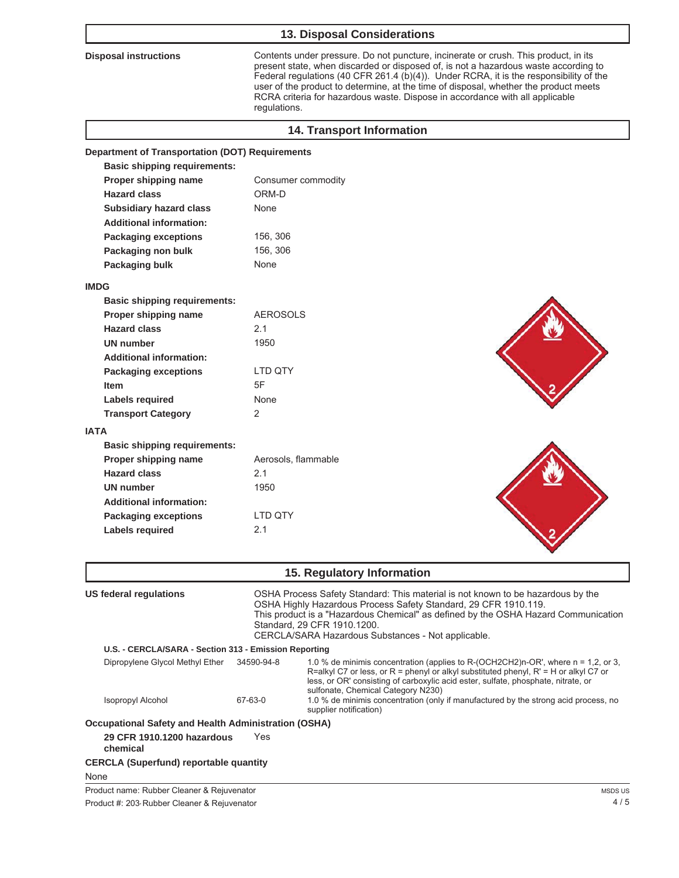## 13. Disposal Considerations

**Disposal instructions**

Contents under pressure. Do not puncture, incinerate or crush. This product, in its present state, when discarded or disposed of, is not a hazardous waste according to Federal regulations (40 CFR 261.4 (b)(4)). Under RCRA, it is the responsibility of the user of the product to determine, at the time of disposal, whether the product meets RCRA criteria for hazardous waste. Dispose in accordance with all applicable regulations.

## 14. Transport Information

**Department of Transportation (DOT) Requirements**

**Basic shipping requirements:**

| | |
|---|---|
| **Proper shipping name** | Consumer commodity |
| **Hazard class** | ORM-D |
| **Subsidiary hazard class** | None |

**Additional information:**

| | |
|---|---|
| **Packaging exceptions** | 156, 306 |
| **Packaging non bulk** | 156, 306 |
| **Packaging bulk** | None |

**IMDG**

**Basic shipping requirements:**

| | |
|---|---|
| **Proper shipping name** | AEROSOLS |
| **Hazard class** | 2.1 |
| **UN number** | 1950 |

**Additional information:**

| | |
|---|---|
| **Packaging exceptions** | LTD QTY |
| **Item** | 5F |
| **Labels required** | None |
| **Transport Category** | 2 |

**IATA**

**Basic shipping requirements:**

| | |
|---|---|
| **Proper shipping name** | Aerosols, flammable |
| **Hazard class** | 2.1 |
| **UN number** | 1950 |

**Additional information:**

| | |
|---|---|
| **Packaging exceptions** | LTD QTY |
| **Labels required** | 2.1 |

## 15. Regulatory Information

**US federal regulations**

OSHA Process Safety Standard: This material is not known to be hazardous by the OSHA Highly Hazardous Process Safety Standard, 29 CFR 1910.119.
This product is a "Hazardous Chemical" as defined by the OSHA Hazard Communication Standard, 29 CFR 1910.1200.
CERCLA/SARA Hazardous Substances - Not applicable.

**U.S. - CERCLA/SARA - Section 313 - Emission Reporting**

| | | |
|---|---|---|
| Dipropylene Glycol Methyl Ether | 34590-94-8 | 1.0 % de minimis concentration (applies to R-(OCH2CH2)n-OR', where n = 1,2, or 3, R=alkyl C7 or less, or R = phenyl or alkyl substituted phenyl, R' = H or alkyl C7 or less, or OR' consisting of carboxylic acid ester, sulfate, phosphate, nitrate, or sulfonate, Chemical Category N230) |
| Isopropyl Alcohol | 67-63-0 | 1.0 % de minimis concentration (only if manufactured by the strong acid process, no supplier notification) |

**Occupational Safety and Health Administration (OSHA)**

**29 CFR 1910.1200 hazardous chemical** Yes

**CERCLA (Superfund) reportable quantity**

None

Product name: Rubber Cleaner & Rejuvenator
Product #: 203·Rubber Cleaner & Rejuvenator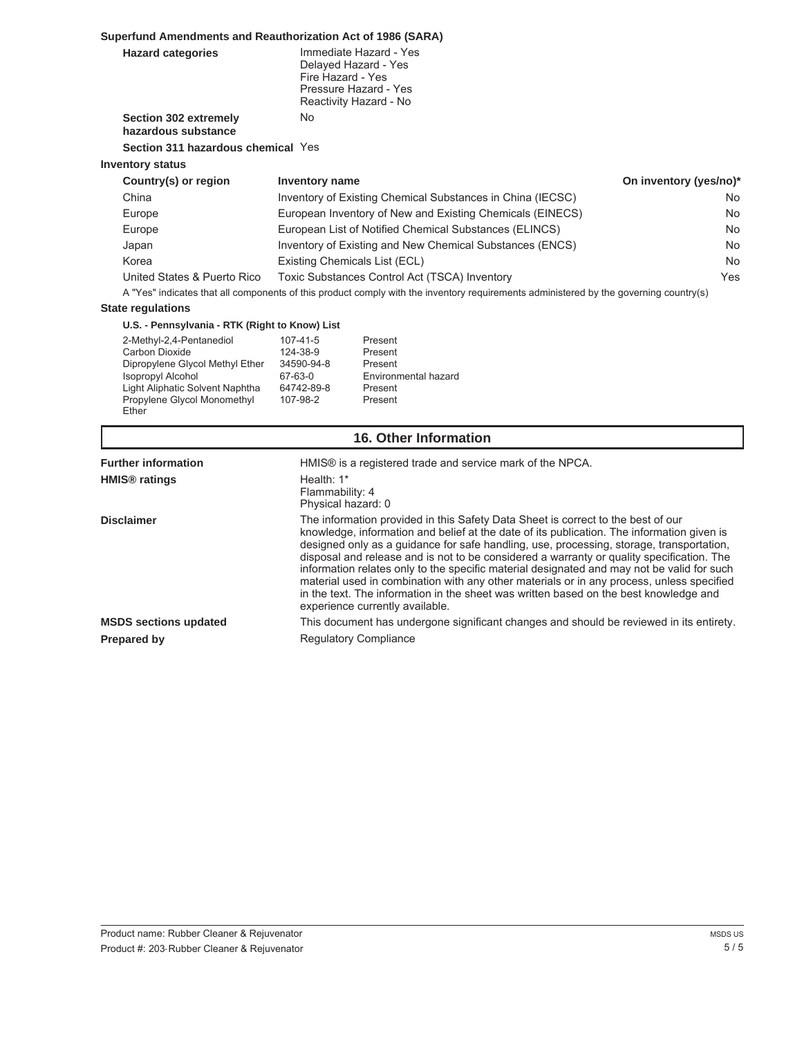**Superfund Amendments and Reauthorization Act of 1986 (SARA)**

| | |
|---|---|
| **Hazard categories** | Immediate Hazard - Yes<br>Delayed Hazard - Yes<br>Fire Hazard - Yes<br>Pressure Hazard - Yes<br>Reactivity Hazard - No |
| **Section 302 extremely hazardous substance** | No |
| **Section 311 hazardous chemical** | Yes |

**Inventory status**

| Country(s) or region | Inventory name | On inventory (yes/no)* |
|---|---|---|
| China | Inventory of Existing Chemical Substances in China (IECSC) | No |
| Europe | European Inventory of New and Existing Chemicals (EINECS) | No |
| Europe | European List of Notified Chemical Substances (ELINCS) | No |
| Japan | Inventory of Existing and New Chemical Substances (ENCS) | No |
| Korea | Existing Chemicals List (ECL) | No |
| United States & Puerto Rico | Toxic Substances Control Act (TSCA) Inventory | Yes |

A "Yes" indicates that all components of this product comply with the inventory requirements administered by the governing country(s)

**State regulations**

**U.S. - Pennsylvania - RTK (Right to Know) List**

| | | |
|---|---|---|
| 2-Methyl-2,4-Pentanediol | 107-41-5 | Present |
| Carbon Dioxide | 124-38-9 | Present |
| Dipropylene Glycol Methyl Ether | 34590-94-8 | Present |
| Isopropyl Alcohol | 67-63-0 | Environmental hazard |
| Light Aliphatic Solvent Naphtha | 64742-89-8 | Present |
| Propylene Glycol Monomethyl Ether | 107-98-2 | Present |

## 16. Other Information

| | |
|---|---|
| **Further information** | HMIS® is a registered trade and service mark of the NPCA. |
| **HMIS® ratings** | Health: 1*<br>Flammability: 4<br>Physical hazard: 0 |
| **Disclaimer** | The information provided in this Safety Data Sheet is correct to the best of our knowledge, information and belief at the date of its publication. The information given is designed only as a guidance for safe handling, use, processing, storage, transportation, disposal and release and is not to be considered a warranty or quality specification. The information relates only to the specific material designated and may not be valid for such material used in combination with any other materials or in any process, unless specified in the text. The information in the sheet was written based on the best knowledge and experience currently available. |
| **MSDS sections updated** | This document has undergone significant changes and should be reviewed in its entirety. |
| **Prepared by** | Regulatory Compliance |